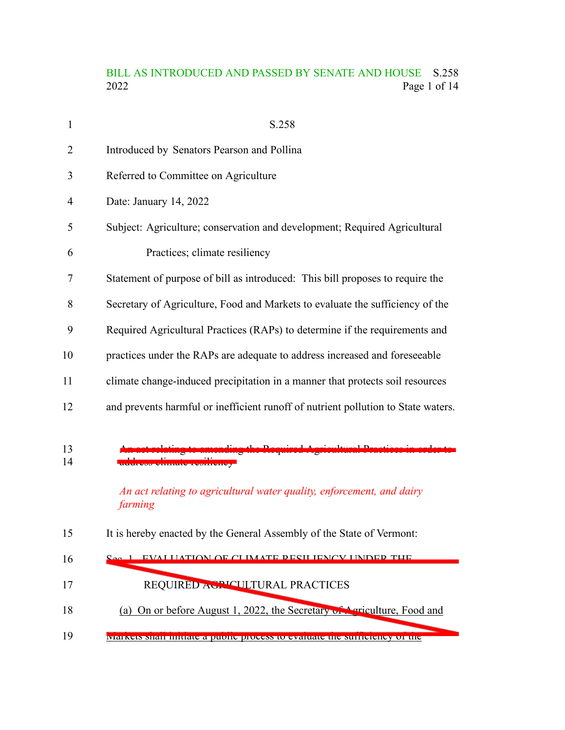BILL AS INTRODUCED AND PASSED BY SENATE AND HOUSE S.258
2022

S.258

Introduced by Senators Pearson and Pollina

Referred to Committee on Agriculture

Date: January 14, 2022

Subject: Agriculture; conservation and development; Required Agricultural Practices; climate resiliency

Statement of purpose of bill as introduced: This bill proposes to require the Secretary of Agriculture, Food and Markets to evaluate the sufficiency of the Required Agricultural Practices (RAPs) to determine if the requirements and practices under the RAPs are adequate to address increased and foreseeable climate change-induced precipitation in a manner that protects soil resources and prevents harmful or inefficient runoff of nutrient pollution to State waters.

~~An act relating to amending the Required Agricultural Practices in order to address climate resiliency~~

*An act relating to agricultural water quality, enforcement, and dairy farming*

It is hereby enacted by the General Assembly of the State of Vermont:

~~Sec. 1. EVALUATION OF CLIMATE RESILIENCY UNDER THE REQUIRED AGRICULTURAL PRACTICES~~

~~(a) On or before August 1, 2022, the Secretary of Agriculture, Food and Markets shall initiate a public process to evaluate the sufficiency of the~~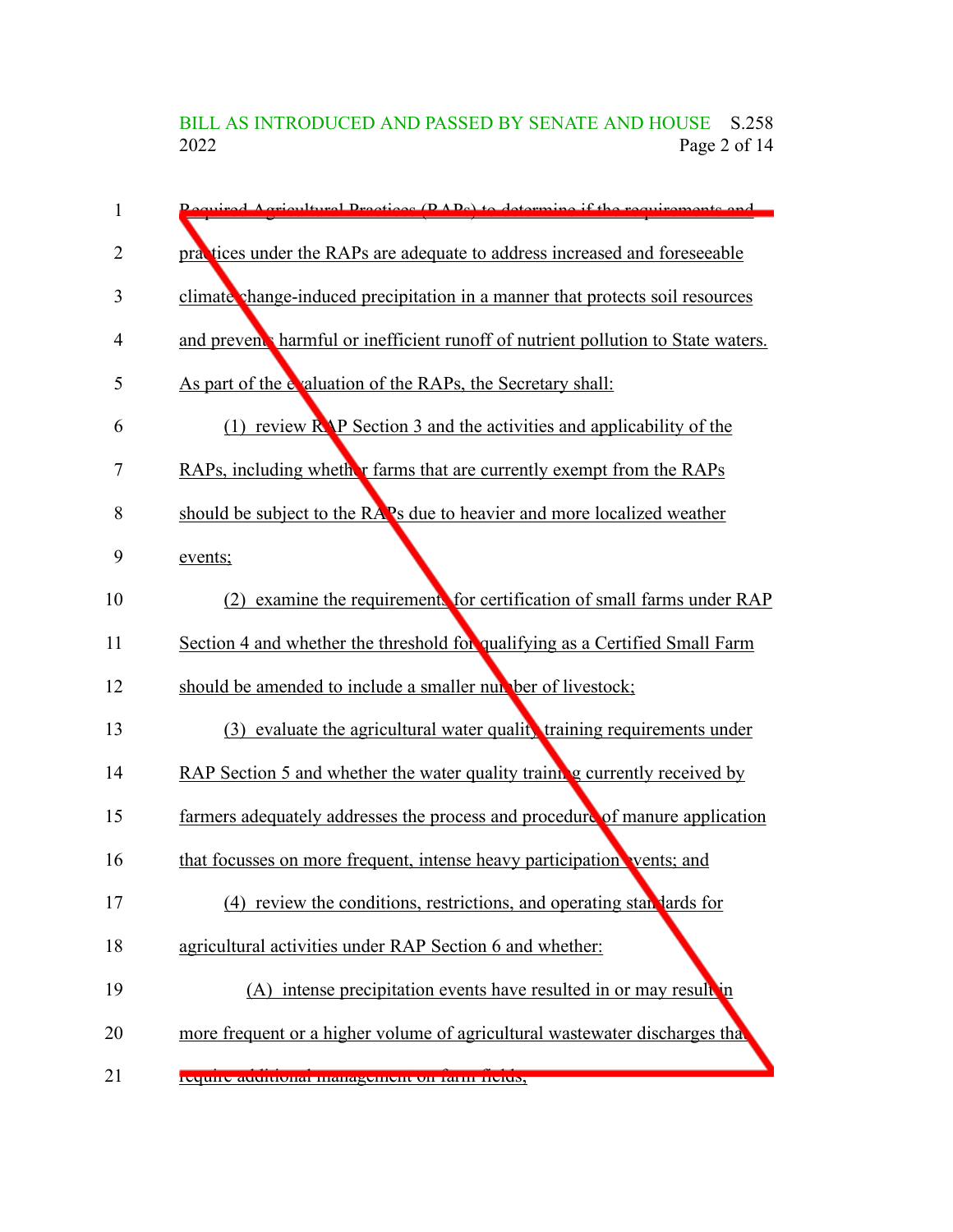Required Agricultural Practices (RAPs) to determine if the requirements and practices under the RAPs are adequate to address increased and foreseeable climate change-induced precipitation in a manner that protects soil resources and prevents harmful or inefficient runoff of nutrient pollution to State waters. As part of the evaluation of the RAPs, the Secretary shall:

(1) review RAP Section 3 and the activities and applicability of the RAPs, including whether farms that are currently exempt from the RAPs should be subject to the RAPs due to heavier and more localized weather events;

(2) examine the requirements for certification of small farms under RAP Section 4 and whether the threshold for qualifying as a Certified Small Farm should be amended to include a smaller number of livestock;

(3) evaluate the agricultural water quality training requirements under RAP Section 5 and whether the water quality training currently received by farmers adequately addresses the process and procedure of manure application that focusses on more frequent, intense heavy participation events; and

(4) review the conditions, restrictions, and operating standards for agricultural activities under RAP Section 6 and whether:

(A) intense precipitation events have resulted in or may result in more frequent or a higher volume of agricultural wastewater discharges that require additional management on farm fields;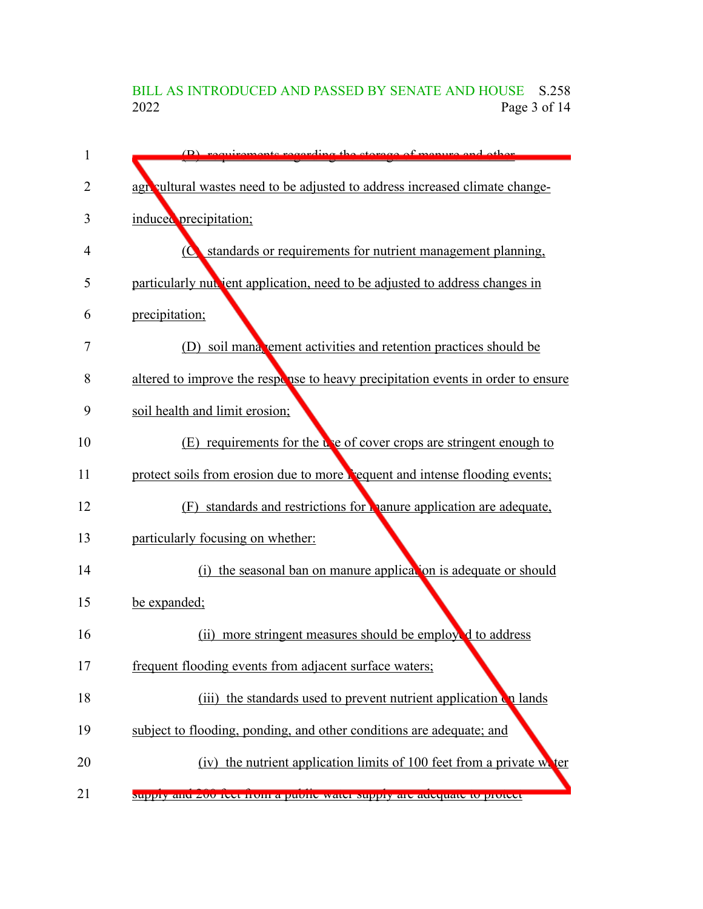(B) requirements regarding the storage of manure and other agricultural wastes need to be adjusted to address increased climate change-induced precipitation;

(C) standards or requirements for nutrient management planning, particularly nutrient application, need to be adjusted to address changes in precipitation;

(D) soil management activities and retention practices should be altered to improve the response to heavy precipitation events in order to ensure soil health and limit erosion;

(E) requirements for the use of cover crops are stringent enough to protect soils from erosion due to more frequent and intense flooding events;

(F) standards and restrictions for manure application are adequate, particularly focusing on whether:

(i) the seasonal ban on manure application is adequate or should be expanded;

(ii) more stringent measures should be employed to address frequent flooding events from adjacent surface waters;

(iii) the standards used to prevent nutrient application on lands subject to flooding, ponding, and other conditions are adequate; and

(iv) the nutrient application limits of 100 feet from a private water supply and 200 feet from a public water supply are adequate to protect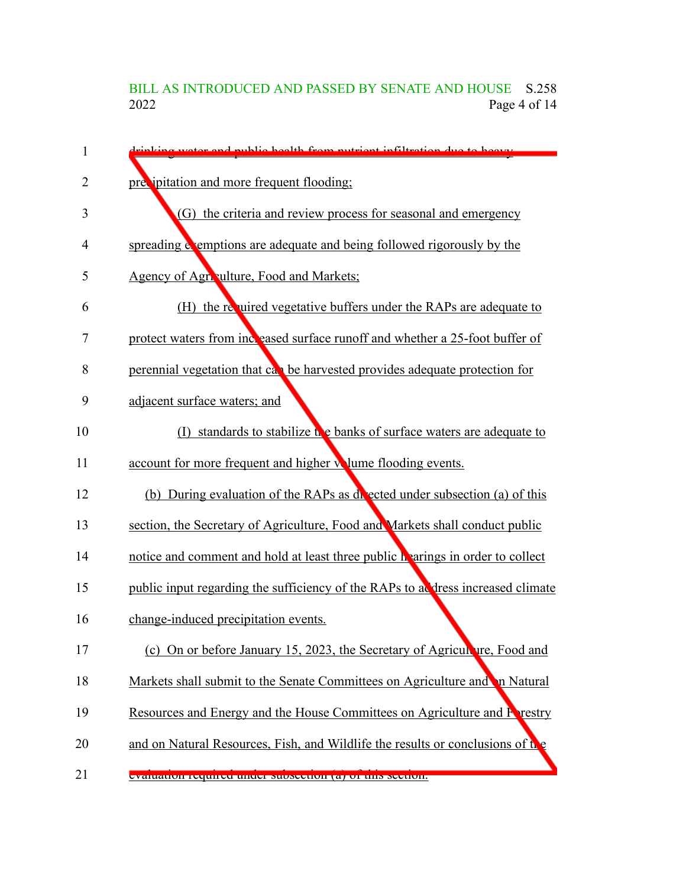drinking water and public health from nutrient infiltration due to heavy precipitation and more frequent flooding;

(G) the criteria and review process for seasonal and emergency spreading exemptions are adequate and being followed rigorously by the Agency of Agriculture, Food and Markets;

(H) the required vegetative buffers under the RAPs are adequate to protect waters from increased surface runoff and whether a 25-foot buffer of perennial vegetation that can be harvested provides adequate protection for adjacent surface waters; and

(I) standards to stabilize the banks of surface waters are adequate to account for more frequent and higher volume flooding events.

(b) During evaluation of the RAPs as directed under subsection (a) of this section, the Secretary of Agriculture, Food and Markets shall conduct public notice and comment and hold at least three public hearings in order to collect public input regarding the sufficiency of the RAPs to address increased climate change-induced precipitation events.

(c) On or before January 15, 2023, the Secretary of Agriculture, Food and Markets shall submit to the Senate Committees on Agriculture and on Natural Resources and Energy and the House Committees on Agriculture and Forestry and on Natural Resources, Fish, and Wildlife the results or conclusions of the evaluation required under subsection (a) of this section.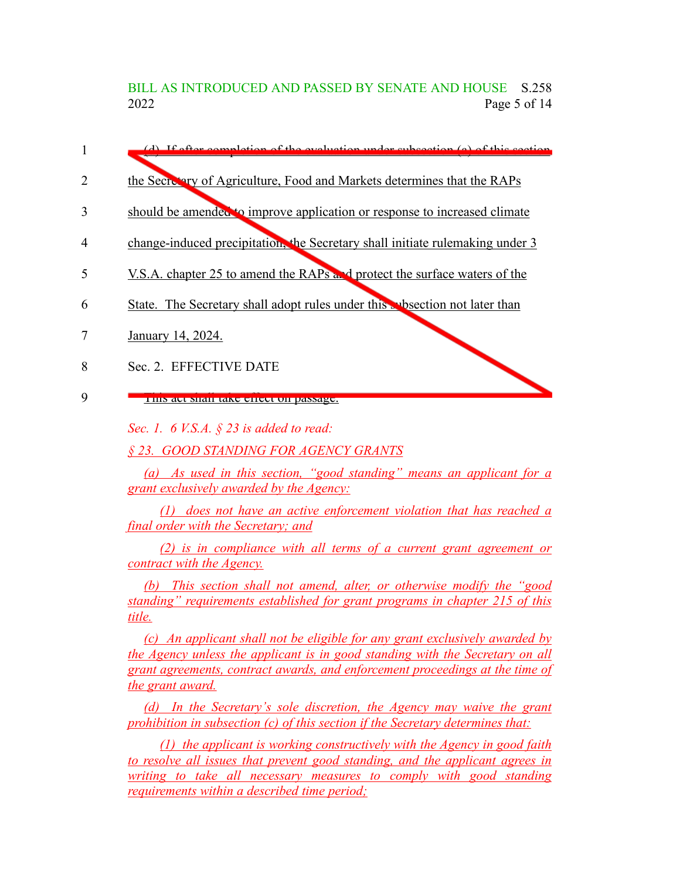(d) If after completion of the evaluation under subsection (a) of this section the Secretary of Agriculture, Food and Markets determines that the RAPs should be amended to improve application or response to increased climate change-induced precipitation, the Secretary shall initiate rulemaking under 3 V.S.A. chapter 25 to amend the RAPs and protect the surface waters of the State. The Secretary shall adopt rules under this subsection not later than January 14, 2024.

Sec. 2. EFFECTIVE DATE

This act shall take effect on passage.

*Sec. 1. 6 V.S.A. § 23 is added to read:*

*§ 23. GOOD STANDING FOR AGENCY GRANTS*

*(a) As used in this section, "good standing" means an applicant for a grant exclusively awarded by the Agency:*

*(1) does not have an active enforcement violation that has reached a final order with the Secretary; and*

*(2) is in compliance with all terms of a current grant agreement or contract with the Agency.*

*(b) This section shall not amend, alter, or otherwise modify the "good standing" requirements established for grant programs in chapter 215 of this title.*

*(c) An applicant shall not be eligible for any grant exclusively awarded by the Agency unless the applicant is in good standing with the Secretary on all grant agreements, contract awards, and enforcement proceedings at the time of the grant award.*

*(d) In the Secretary's sole discretion, the Agency may waive the grant prohibition in subsection (c) of this section if the Secretary determines that:*

*(1) the applicant is working constructively with the Agency in good faith to resolve all issues that prevent good standing, and the applicant agrees in writing to take all necessary measures to comply with good standing requirements within a described time period;*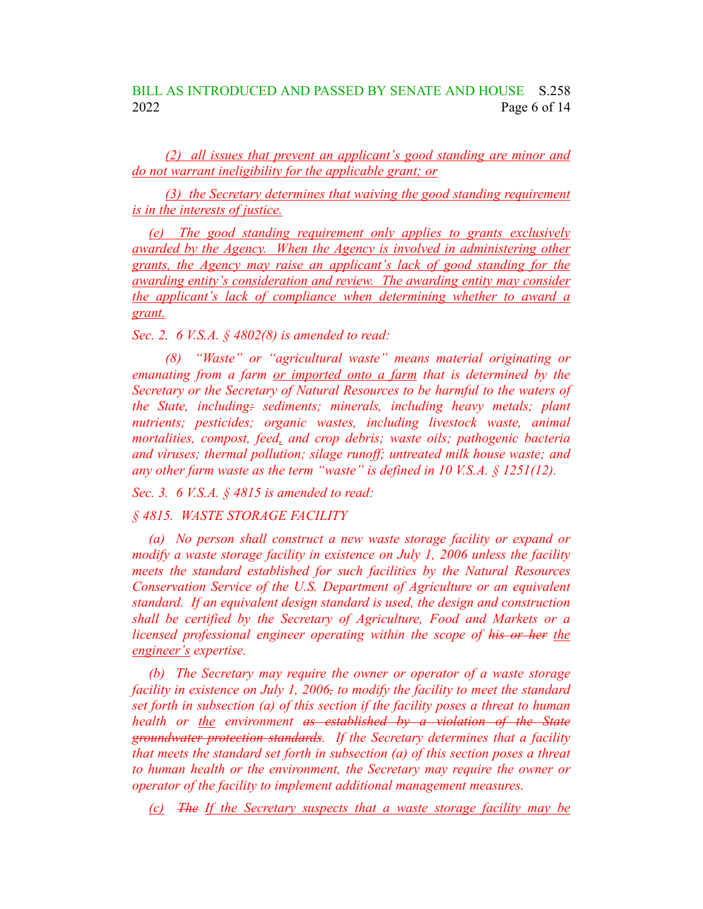*(2) all issues that prevent an applicant's good standing are minor and do not warrant ineligibility for the applicable grant; or*

*(3) the Secretary determines that waiving the good standing requirement is in the interests of justice.*

*(e) The good standing requirement only applies to grants exclusively awarded by the Agency. When the Agency is involved in administering other grants, the Agency may raise an applicant's lack of good standing for the awarding entity's consideration and review. The awarding entity may consider the applicant's lack of compliance when determining whether to award a grant.*

*Sec. 2. 6 V.S.A. § 4802(8) is amended to read:*

*(8) "Waste" or "agricultural waste" means material originating or emanating from a farm or imported onto a farm that is determined by the Secretary or the Secretary of Natural Resources to be harmful to the waters of the State, including: sediments; minerals, including heavy metals; plant nutrients; pesticides; organic wastes, including livestock waste, animal mortalities, compost, feed, and crop debris; waste oils; pathogenic bacteria and viruses; thermal pollution; silage runoff; untreated milk house waste; and any other farm waste as the term "waste" is defined in 10 V.S.A. § 1251(12).*

*Sec. 3. 6 V.S.A. § 4815 is amended to read:*

*§ 4815. WASTE STORAGE FACILITY*

*(a) No person shall construct a new waste storage facility or expand or modify a waste storage facility in existence on July 1, 2006 unless the facility meets the standard established for such facilities by the Natural Resources Conservation Service of the U.S. Department of Agriculture or an equivalent standard. If an equivalent design standard is used, the design and construction shall be certified by the Secretary of Agriculture, Food and Markets or a licensed professional engineer operating within the scope of ~~his or her~~ the engineer's expertise.*

*(b) The Secretary may require the owner or operator of a waste storage facility in existence on July 1, 2006, to modify the facility to meet the standard set forth in subsection (a) of this section if the facility poses a threat to human health or the environment ~~as established by a violation of the State groundwater protection standards~~. If the Secretary determines that a facility that meets the standard set forth in subsection (a) of this section poses a threat to human health or the environment, the Secretary may require the owner or operator of the facility to implement additional management measures.*

*(c) ~~The~~ If the Secretary suspects that a waste storage facility may be*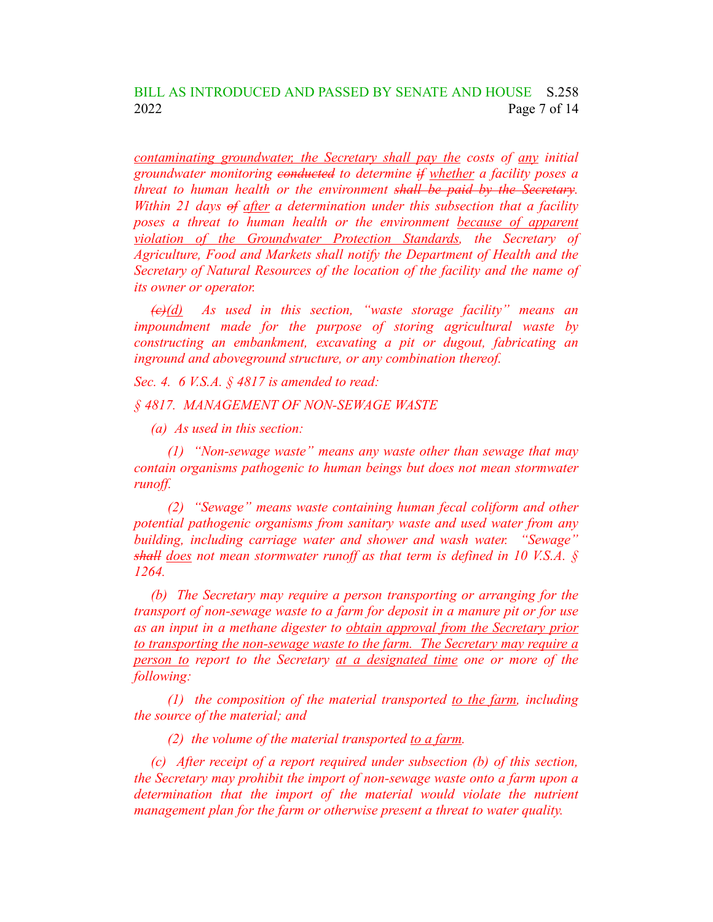*contaminating groundwater, the Secretary shall pay the costs of any initial groundwater monitoring ~~conducted~~ to determine ~~if~~ whether a facility poses a threat to human health or the environment ~~shall be paid by the Secretary~~. Within 21 days ~~of~~ after a determination under this subsection that a facility poses a threat to human health or the environment because of apparent violation of the Groundwater Protection Standards, the Secretary of Agriculture, Food and Markets shall notify the Department of Health and the Secretary of Natural Resources of the location of the facility and the name of its owner or operator.*

*~~(c)~~(d) As used in this section, "waste storage facility" means an impoundment made for the purpose of storing agricultural waste by constructing an embankment, excavating a pit or dugout, fabricating an inground and aboveground structure, or any combination thereof.*

*Sec. 4. 6 V.S.A. § 4817 is amended to read:*

*§ 4817. MANAGEMENT OF NON-SEWAGE WASTE*

*(a) As used in this section:*

*(1) "Non-sewage waste" means any waste other than sewage that may contain organisms pathogenic to human beings but does not mean stormwater runoff.*

*(2) "Sewage" means waste containing human fecal coliform and other potential pathogenic organisms from sanitary waste and used water from any building, including carriage water and shower and wash water. "Sewage" ~~shall~~ does not mean stormwater runoff as that term is defined in 10 V.S.A. § 1264.*

*(b) The Secretary may require a person transporting or arranging for the transport of non-sewage waste to a farm for deposit in a manure pit or for use as an input in a methane digester to obtain approval from the Secretary prior to transporting the non-sewage waste to the farm. The Secretary may require a person to report to the Secretary at a designated time one or more of the following:*

*(1) the composition of the material transported to the farm, including the source of the material; and*

*(2) the volume of the material transported to a farm.*

*(c) After receipt of a report required under subsection (b) of this section, the Secretary may prohibit the import of non-sewage waste onto a farm upon a determination that the import of the material would violate the nutrient management plan for the farm or otherwise present a threat to water quality.*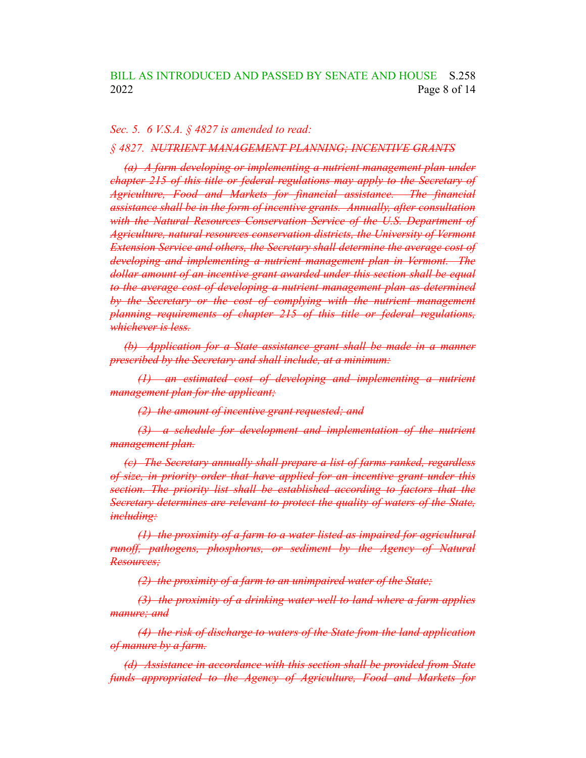*Sec. 5. 6 V.S.A. § 4827 is amended to read:*

*§ 4827. ~~NUTRIENT MANAGEMENT PLANNING; INCENTIVE GRANTS~~*

*~~(a) A farm developing or implementing a nutrient management plan under chapter 215 of this title or federal regulations may apply to the Secretary of Agriculture, Food and Markets for financial assistance. The financial assistance shall be in the form of incentive grants. Annually, after consultation with the Natural Resources Conservation Service of the U.S. Department of Agriculture, natural resources conservation districts, the University of Vermont Extension Service and others, the Secretary shall determine the average cost of developing and implementing a nutrient management plan in Vermont. The dollar amount of an incentive grant awarded under this section shall be equal to the average cost of developing a nutrient management plan as determined by the Secretary or the cost of complying with the nutrient management planning requirements of chapter 215 of this title or federal regulations, whichever is less.~~*

*~~(b) Application for a State assistance grant shall be made in a manner prescribed by the Secretary and shall include, at a minimum:~~*

*~~(1) an estimated cost of developing and implementing a nutrient management plan for the applicant;~~*

*~~(2) the amount of incentive grant requested; and~~*

*~~(3) a schedule for development and implementation of the nutrient management plan.~~*

*~~(c) The Secretary annually shall prepare a list of farms ranked, regardless of size, in priority order that have applied for an incentive grant under this section. The priority list shall be established according to factors that the Secretary determines are relevant to protect the quality of waters of the State, including:~~*

*~~(1) the proximity of a farm to a water listed as impaired for agricultural runoff, pathogens, phosphorus, or sediment by the Agency of Natural Resources;~~*

*~~(2) the proximity of a farm to an unimpaired water of the State;~~*

*~~(3) the proximity of a drinking water well to land where a farm applies manure; and~~*

*~~(4) the risk of discharge to waters of the State from the land application of manure by a farm.~~*

*~~(d) Assistance in accordance with this section shall be provided from State funds appropriated to the Agency of Agriculture, Food and Markets for~~*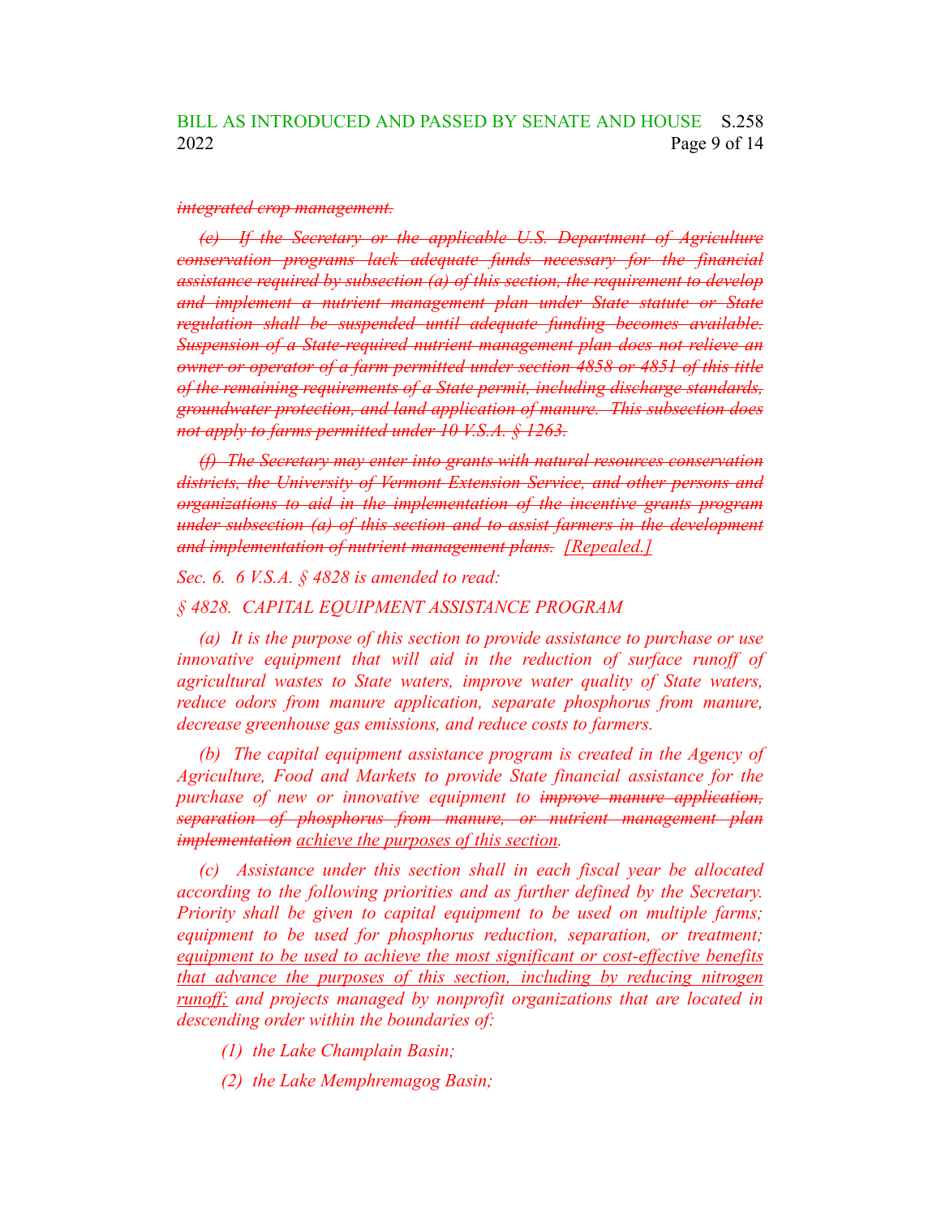~~*integrated crop management.*~~

~~*(e) If the Secretary or the applicable U.S. Department of Agriculture conservation programs lack adequate funds necessary for the financial assistance required by subsection (a) of this section, the requirement to develop and implement a nutrient management plan under State statute or State regulation shall be suspended until adequate funding becomes available. Suspension of a State-required nutrient management plan does not relieve an owner or operator of a farm permitted under section 4858 or 4851 of this title of the remaining requirements of a State permit, including discharge standards, groundwater protection, and land application of manure. This subsection does not apply to farms permitted under 10 V.S.A. § 1263.*~~

~~*(f) The Secretary may enter into grants with natural resources conservation districts, the University of Vermont Extension Service, and other persons and organizations to aid in the implementation of the incentive grants program under subsection (a) of this section and to assist farmers in the development and implementation of nutrient management plans.*~~ <u>*[Repealed.]*</u>

*Sec. 6. 6 V.S.A. § 4828 is amended to read:*

*§ 4828. CAPITAL EQUIPMENT ASSISTANCE PROGRAM*

*(a) It is the purpose of this section to provide assistance to purchase or use innovative equipment that will aid in the reduction of surface runoff of agricultural wastes to State waters, improve water quality of State waters, reduce odors from manure application, separate phosphorus from manure, decrease greenhouse gas emissions, and reduce costs to farmers.*

*(b) The capital equipment assistance program is created in the Agency of Agriculture, Food and Markets to provide State financial assistance for the purchase of new or innovative equipment to* ~~*improve manure application, separation of phosphorus from manure, or nutrient management plan implementation*~~ <u>*achieve the purposes of this section*</u>*.*

*(c) Assistance under this section shall in each fiscal year be allocated according to the following priorities and as further defined by the Secretary. Priority shall be given to capital equipment to be used on multiple farms; equipment to be used for phosphorus reduction, separation, or treatment;* <u>*equipment to be used to achieve the most significant or cost-effective benefits that advance the purposes of this section, including by reducing nitrogen runoff;*</u> *and projects managed by nonprofit organizations that are located in descending order within the boundaries of:*

*(1) the Lake Champlain Basin;*

*(2) the Lake Memphremagog Basin;*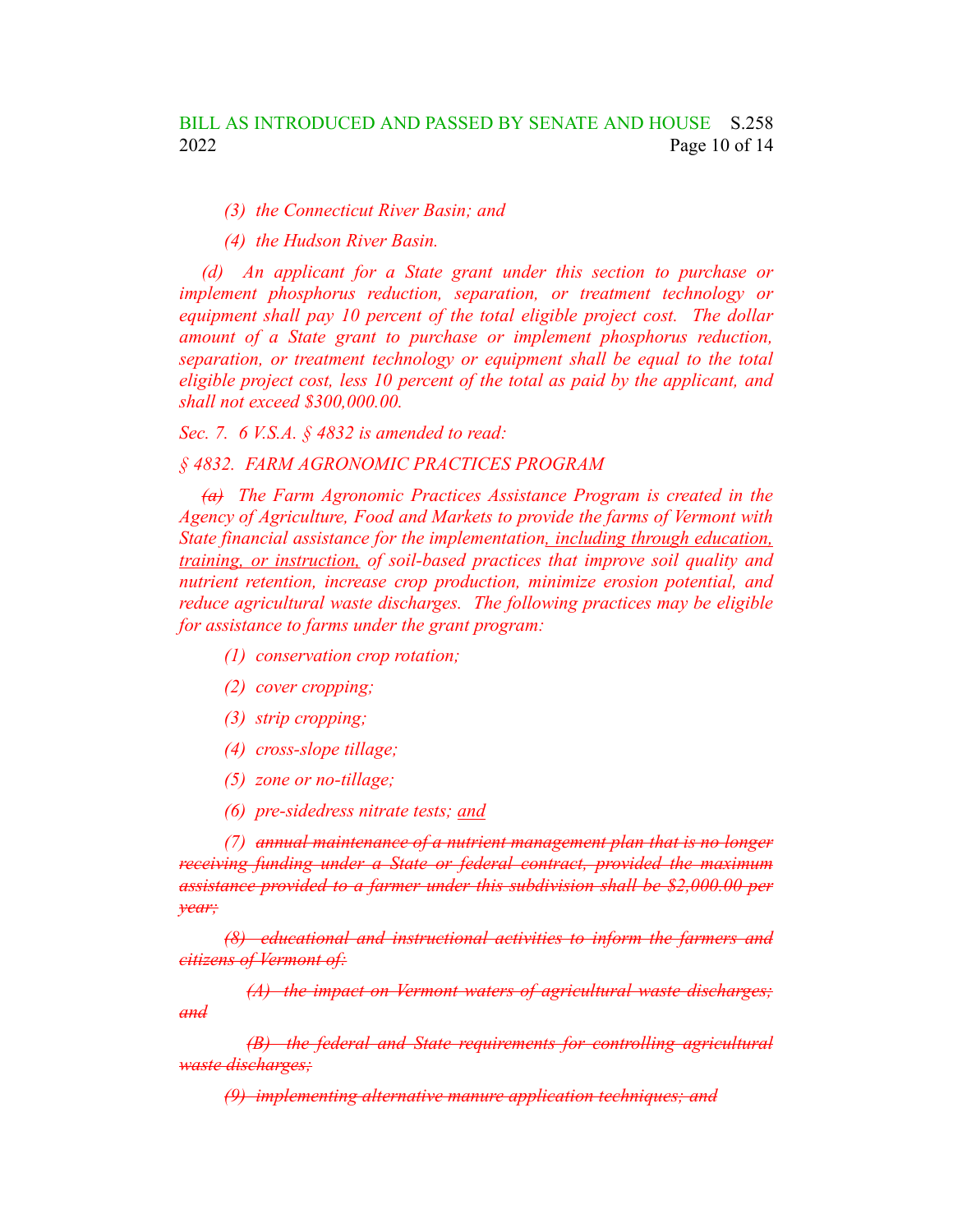*(3) the Connecticut River Basin; and*

*(4) the Hudson River Basin.*

*(d) An applicant for a State grant under this section to purchase or implement phosphorus reduction, separation, or treatment technology or equipment shall pay 10 percent of the total eligible project cost. The dollar amount of a State grant to purchase or implement phosphorus reduction, separation, or treatment technology or equipment shall be equal to the total eligible project cost, less 10 percent of the total as paid by the applicant, and shall not exceed $300,000.00.*

*Sec. 7. 6 V.S.A. § 4832 is amended to read:*

*§ 4832. FARM AGRONOMIC PRACTICES PROGRAM*

*~~(a)~~ The Farm Agronomic Practices Assistance Program is created in the Agency of Agriculture, Food and Markets to provide the farms of Vermont with State financial assistance for the implementation<u>, including through education, training, or instruction,</u> of soil-based practices that improve soil quality and nutrient retention, increase crop production, minimize erosion potential, and reduce agricultural waste discharges. The following practices may be eligible for assistance to farms under the grant program:*

*(1) conservation crop rotation;*

*(2) cover cropping;*

*(3) strip cropping;*

*(4) cross-slope tillage;*

*(5) zone or no-tillage;*

*(6) pre-sidedress nitrate tests; <u>and</u>*

*(7) ~~annual maintenance of a nutrient management plan that is no longer receiving funding under a State or federal contract, provided the maximum assistance provided to a farmer under this subdivision shall be $2,000.00 per year;~~*

*~~(8) educational and instructional activities to inform the farmers and citizens of Vermont of:~~*

*~~(A) the impact on Vermont waters of agricultural waste discharges; and~~*

*~~(B) the federal and State requirements for controlling agricultural waste discharges;~~*

*~~(9) implementing alternative manure application techniques; and~~*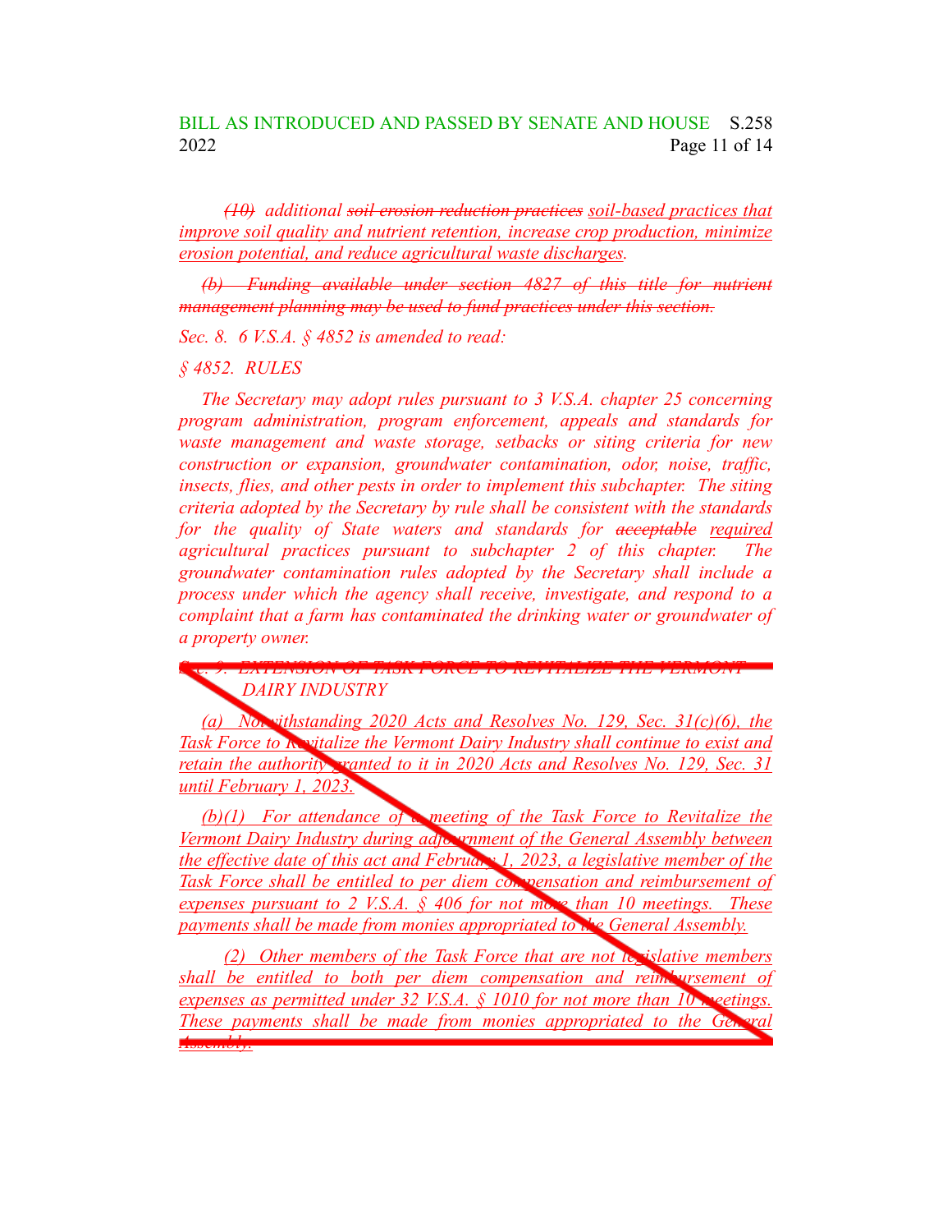(10) additional ~~soil erosion reduction practices~~ soil-based practices that improve soil quality and nutrient retention, increase crop production, minimize erosion potential, and reduce agricultural waste discharges.

~~(b) Funding available under section 4827 of this title for nutrient management planning may be used to fund practices under this section.~~

*Sec. 8. 6 V.S.A. § 4852 is amended to read:*

*§ 4852. RULES*

*The Secretary may adopt rules pursuant to 3 V.S.A. chapter 25 concerning program administration, program enforcement, appeals and standards for waste management and waste storage, setbacks or siting criteria for new construction or expansion, groundwater contamination, odor, noise, traffic, insects, flies, and other pests in order to implement this subchapter. The siting criteria adopted by the Secretary by rule shall be consistent with the standards for the quality of State waters and standards for ~~acceptable~~ required agricultural practices pursuant to subchapter 2 of this chapter. The groundwater contamination rules adopted by the Secretary shall include a process under which the agency shall receive, investigate, and respond to a complaint that a farm has contaminated the drinking water or groundwater of a property owner.*

*Sec. 9. EXTENSION OF TASK FORCE TO REVITALIZE THE VERMONT DAIRY INDUSTRY*

*(a) Notwithstanding 2020 Acts and Resolves No. 129, Sec. 31(c)(6), the Task Force to Revitalize the Vermont Dairy Industry shall continue to exist and retain the authority granted to it in 2020 Acts and Resolves No. 129, Sec. 31 until February 1, 2023.*

*(b)(1) For attendance of a meeting of the Task Force to Revitalize the Vermont Dairy Industry during adjournment of the General Assembly between the effective date of this act and February 1, 2023, a legislative member of the Task Force shall be entitled to per diem compensation and reimbursement of expenses pursuant to 2 V.S.A. § 406 for not more than 10 meetings. These payments shall be made from monies appropriated to the General Assembly.*

*(2) Other members of the Task Force that are not legislative members shall be entitled to both per diem compensation and reimbursement of expenses as permitted under 32 V.S.A. § 1010 for not more than 10 meetings. These payments shall be made from monies appropriated to the General Assembly.*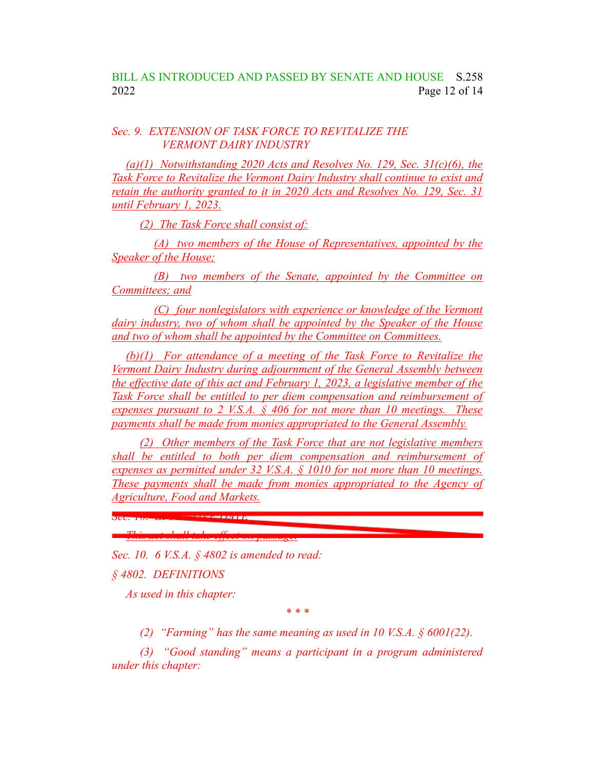*Sec. 9. EXTENSION OF TASK FORCE TO REVITALIZE THE VERMONT DAIRY INDUSTRY*

*(a)(1) Notwithstanding 2020 Acts and Resolves No. 129, Sec. 31(c)(6), the Task Force to Revitalize the Vermont Dairy Industry shall continue to exist and retain the authority granted to it in 2020 Acts and Resolves No. 129, Sec. 31 until February 1, 2023.*

*(2) The Task Force shall consist of:*

*(A) two members of the House of Representatives, appointed by the Speaker of the House;*

*(B) two members of the Senate, appointed by the Committee on Committees; and*

*(C) four nonlegislators with experience or knowledge of the Vermont dairy industry, two of whom shall be appointed by the Speaker of the House and two of whom shall be appointed by the Committee on Committees.*

*(b)(1) For attendance of a meeting of the Task Force to Revitalize the Vermont Dairy Industry during adjournment of the General Assembly between the effective date of this act and February 1, 2023, a legislative member of the Task Force shall be entitled to per diem compensation and reimbursement of expenses pursuant to 2 V.S.A. § 406 for not more than 10 meetings. These payments shall be made from monies appropriated to the General Assembly.*

*(2) Other members of the Task Force that are not legislative members shall be entitled to both per diem compensation and reimbursement of expenses as permitted under 32 V.S.A. § 1010 for not more than 10 meetings. These payments shall be made from monies appropriated to the Agency of Agriculture, Food and Markets.*

~~*Sec. 10. EFFECTIVE DATE*~~

~~*This act shall take effect on passage.*~~

*Sec. 10. 6 V.S.A. § 4802 is amended to read:*

*§ 4802. DEFINITIONS*

*As used in this chapter:*

*\* \* \**

*(2) "Farming" has the same meaning as used in 10 V.S.A. § 6001(22).*

*(3) "Good standing" means a participant in a program administered under this chapter:*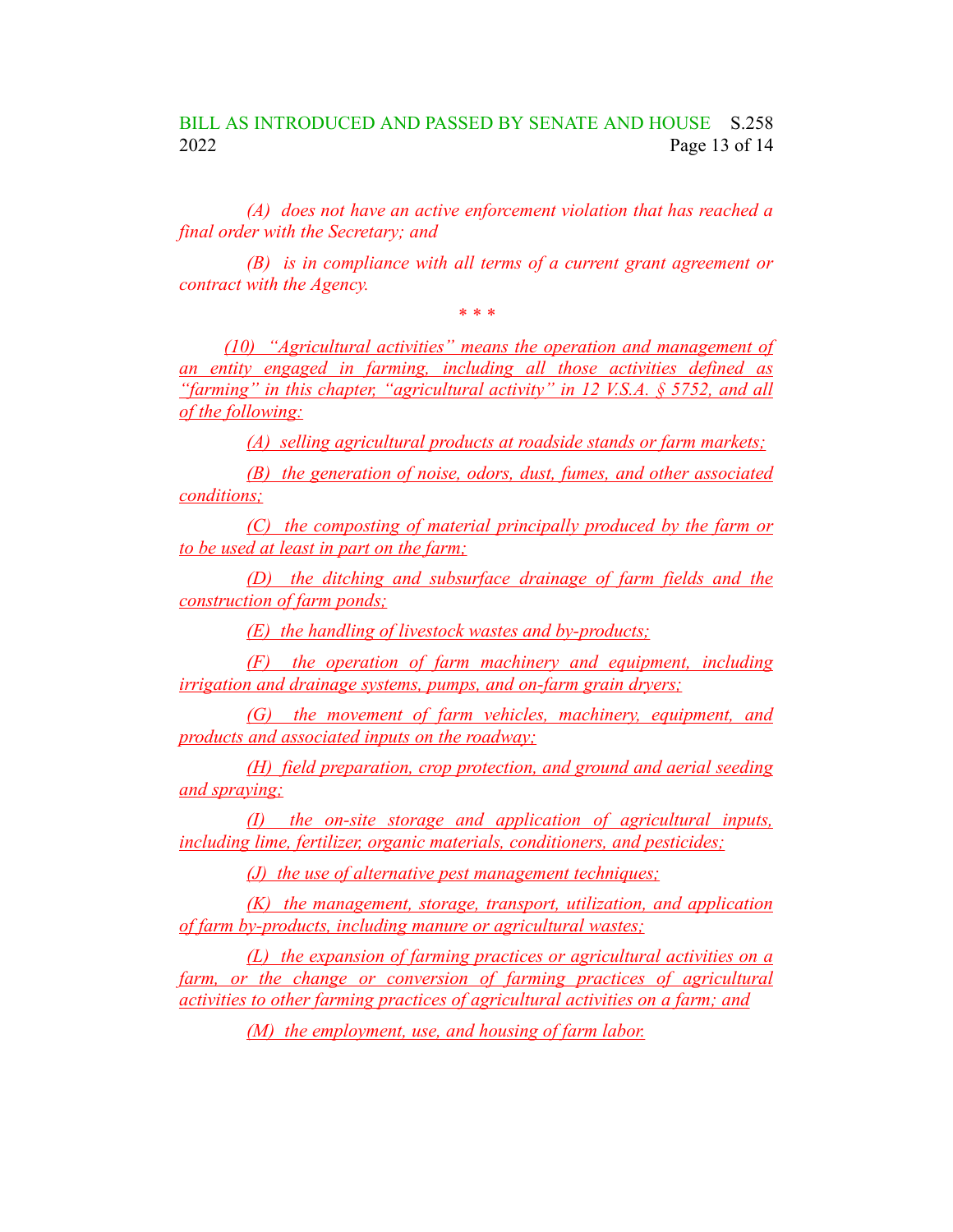*(A) does not have an active enforcement violation that has reached a final order with the Secretary; and*

*(B) is in compliance with all terms of a current grant agreement or contract with the Agency.*

\* \* \*

<u>(10) "Agricultural activities" means the operation and management of an entity engaged in farming, including all those activities defined as "farming" in this chapter, "agricultural activity" in 12 V.S.A. § 5752, and all of the following:</u>

<u>(A) selling agricultural products at roadside stands or farm markets;</u>

<u>(B) the generation of noise, odors, dust, fumes, and other associated conditions;</u>

<u>(C) the composting of material principally produced by the farm or to be used at least in part on the farm;</u>

<u>(D) the ditching and subsurface drainage of farm fields and the construction of farm ponds;</u>

<u>(E) the handling of livestock wastes and by-products;</u>

<u>(F) the operation of farm machinery and equipment, including irrigation and drainage systems, pumps, and on-farm grain dryers;</u>

<u>(G) the movement of farm vehicles, machinery, equipment, and products and associated inputs on the roadway;</u>

<u>(H) field preparation, crop protection, and ground and aerial seeding and spraying;</u>

<u>(I) the on-site storage and application of agricultural inputs, including lime, fertilizer, organic materials, conditioners, and pesticides;</u>

<u>(J) the use of alternative pest management techniques;</u>

<u>(K) the management, storage, transport, utilization, and application of farm by-products, including manure or agricultural wastes;</u>

<u>(L) the expansion of farming practices or agricultural activities on a farm, or the change or conversion of farming practices of agricultural activities to other farming practices of agricultural activities on a farm; and</u>

<u>(M) the employment, use, and housing of farm labor.</u>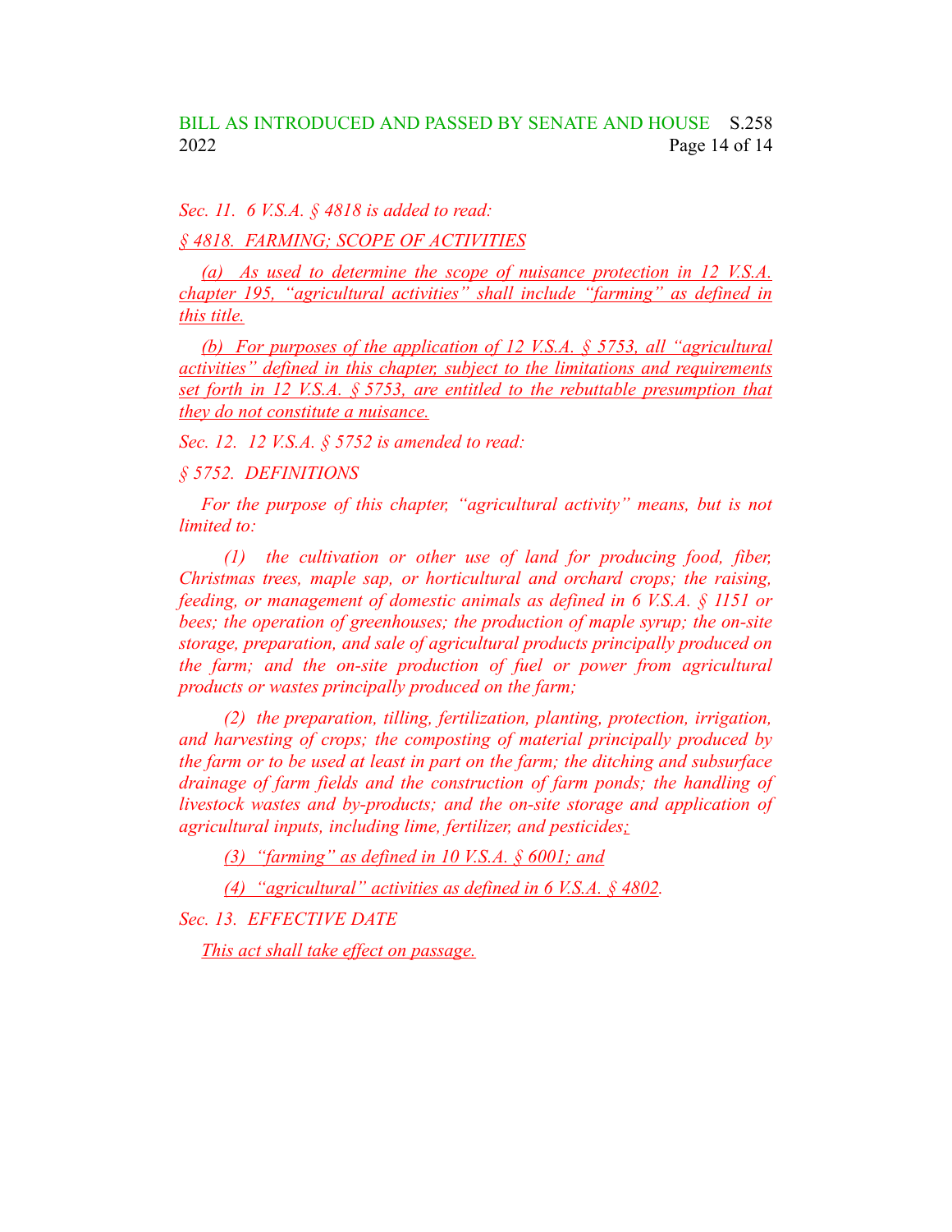*Sec. 11. 6 V.S.A. § 4818 is added to read:*

*§ 4818. FARMING; SCOPE OF ACTIVITIES*

*(a) As used to determine the scope of nuisance protection in 12 V.S.A. chapter 195, "agricultural activities" shall include "farming" as defined in this title.*

*(b) For purposes of the application of 12 V.S.A. § 5753, all "agricultural activities" defined in this chapter, subject to the limitations and requirements set forth in 12 V.S.A. § 5753, are entitled to the rebuttable presumption that they do not constitute a nuisance.*

*Sec. 12. 12 V.S.A. § 5752 is amended to read:*

*§ 5752. DEFINITIONS*

*For the purpose of this chapter, "agricultural activity" means, but is not limited to:*

*(1) the cultivation or other use of land for producing food, fiber, Christmas trees, maple sap, or horticultural and orchard crops; the raising, feeding, or management of domestic animals as defined in 6 V.S.A. § 1151 or bees; the operation of greenhouses; the production of maple syrup; the on-site storage, preparation, and sale of agricultural products principally produced on the farm; and the on-site production of fuel or power from agricultural products or wastes principally produced on the farm;*

*(2) the preparation, tilling, fertilization, planting, protection, irrigation, and harvesting of crops; the composting of material principally produced by the farm or to be used at least in part on the farm; the ditching and subsurface drainage of farm fields and the construction of farm ponds; the handling of livestock wastes and by-products; and the on-site storage and application of agricultural inputs, including lime, fertilizer, and pesticides;*

*(3) "farming" as defined in 10 V.S.A. § 6001; and*

*(4) "agricultural" activities as defined in 6 V.S.A. § 4802.*

*Sec. 13. EFFECTIVE DATE*

*This act shall take effect on passage.*